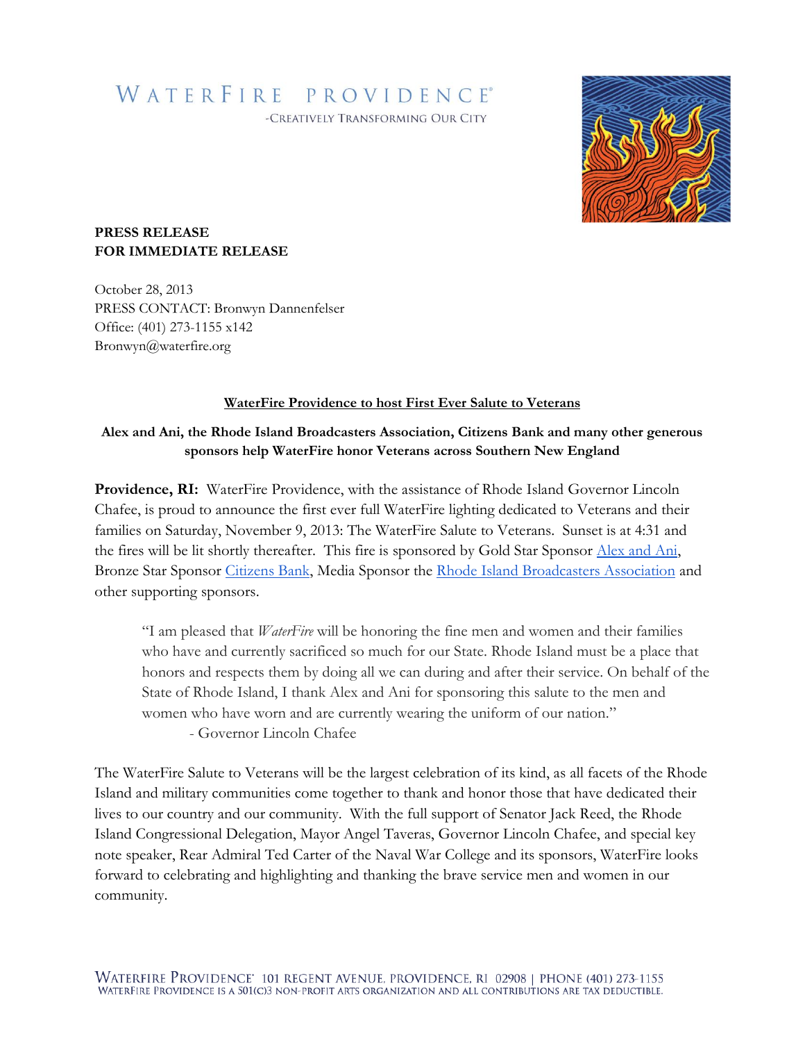WATERFIRE PROVIDENCE®

-CREATIVELY TRANSFORMING OUR CITY

**PRESS RELEASE**
**FOR IMMEDIATE RELEASE**

October 28, 2013
PRESS CONTACT: Bronwyn Dannenfelser
Office: (401) 273-1155 x142
Bronwyn@waterfire.org

## WaterFire Providence to host First Ever Salute to Veterans

### Alex and Ani, the Rhode Island Broadcasters Association, Citizens Bank and many other generous sponsors help WaterFire honor Veterans across Southern New England

**Providence, RI:** WaterFire Providence, with the assistance of Rhode Island Governor Lincoln Chafee, is proud to announce the first ever full WaterFire lighting dedicated to Veterans and their families on Saturday, November 9, 2013: The WaterFire Salute to Veterans. Sunset is at 4:31 and the fires will be lit shortly thereafter. This fire is sponsored by Gold Star Sponsor Alex and Ani, Bronze Star Sponsor Citizens Bank, Media Sponsor the Rhode Island Broadcasters Association and other supporting sponsors.

> "I am pleased that *WaterFire* will be honoring the fine men and women and their families who have and currently sacrificed so much for our State. Rhode Island must be a place that honors and respects them by doing all we can during and after their service. On behalf of the State of Rhode Island, I thank Alex and Ani for sponsoring this salute to the men and women who have worn and are currently wearing the uniform of our nation."
>
> - Governor Lincoln Chafee

The WaterFire Salute to Veterans will be the largest celebration of its kind, as all facets of the Rhode Island and military communities come together to thank and honor those that have dedicated their lives to our country and our community. With the full support of Senator Jack Reed, the Rhode Island Congressional Delegation, Mayor Angel Taveras, Governor Lincoln Chafee, and special key note speaker, Rear Admiral Ted Carter of the Naval War College and its sponsors, WaterFire looks forward to celebrating and highlighting and thanking the brave service men and women in our community.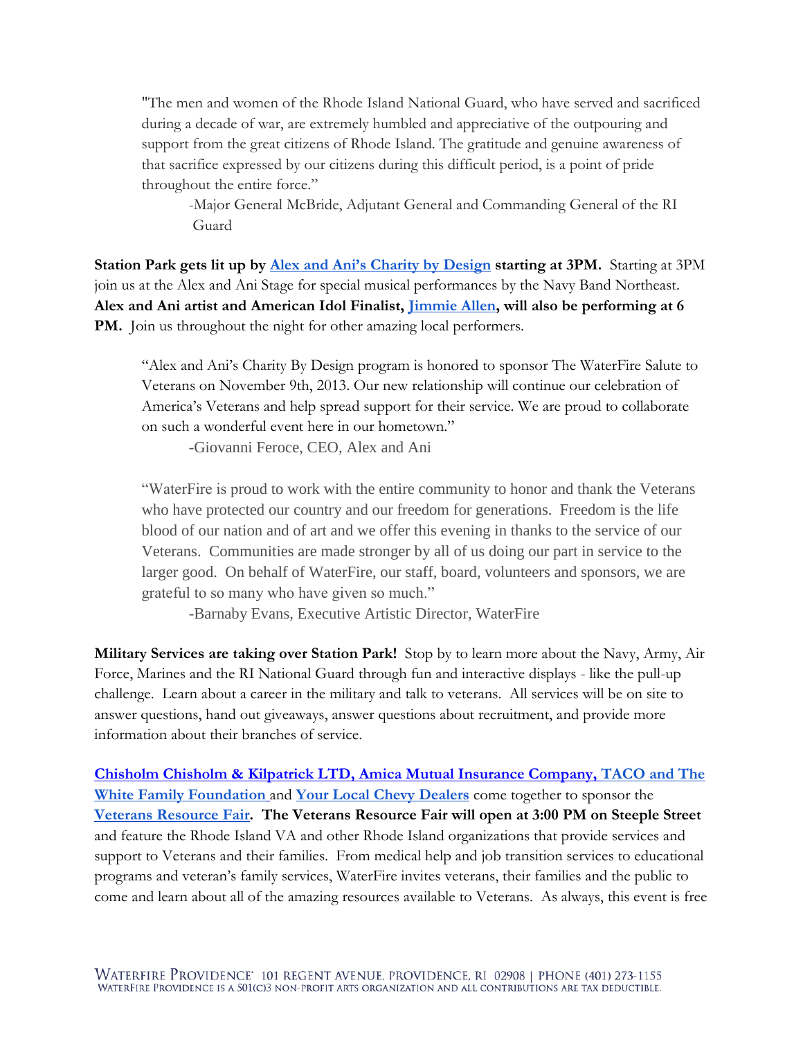"The men and women of the Rhode Island National Guard, who have served and sacrificed during a decade of war, are extremely humbled and appreciative of the outpouring and support from the great citizens of Rhode Island. The gratitude and genuine awareness of that sacrifice expressed by our citizens during this difficult period, is a point of pride throughout the entire force."

-Major General McBride, Adjutant General and Commanding General of the RI Guard

**Station Park gets lit up by Alex and Ani's Charity by Design starting at 3PM.** Starting at 3PM join us at the Alex and Ani Stage for special musical performances by the Navy Band Northeast. **Alex and Ani artist and American Idol Finalist, Jimmie Allen, will also be performing at 6 PM.** Join us throughout the night for other amazing local performers.

"Alex and Ani's Charity By Design program is honored to sponsor The WaterFire Salute to Veterans on November 9th, 2013. Our new relationship will continue our celebration of America's Veterans and help spread support for their service. We are proud to collaborate on such a wonderful event here in our hometown."

-Giovanni Feroce, CEO, Alex and Ani

"WaterFire is proud to work with the entire community to honor and thank the Veterans who have protected our country and our freedom for generations. Freedom is the life blood of our nation and of art and we offer this evening in thanks to the service of our Veterans. Communities are made stronger by all of us doing our part in service to the larger good. On behalf of WaterFire, our staff, board, volunteers and sponsors, we are grateful to so many who have given so much."

-Barnaby Evans, Executive Artistic Director, WaterFire

**Military Services are taking over Station Park!** Stop by to learn more about the Navy, Army, Air Force, Marines and the RI National Guard through fun and interactive displays - like the pull-up challenge. Learn about a career in the military and talk to veterans. All services will be on site to answer questions, hand out giveaways, answer questions about recruitment, and provide more information about their branches of service.

**Chisholm Chisholm & Kilpatrick LTD, Amica Mutual Insurance Company, TACO and The White Family Foundation** and **Your Local Chevy Dealers** come together to sponsor the **Veterans Resource Fair. The Veterans Resource Fair will open at 3:00 PM on Steeple Street** and feature the Rhode Island VA and other Rhode Island organizations that provide services and support to Veterans and their families. From medical help and job transition services to educational programs and veteran's family services, WaterFire invites veterans, their families and the public to come and learn about all of the amazing resources available to Veterans. As always, this event is free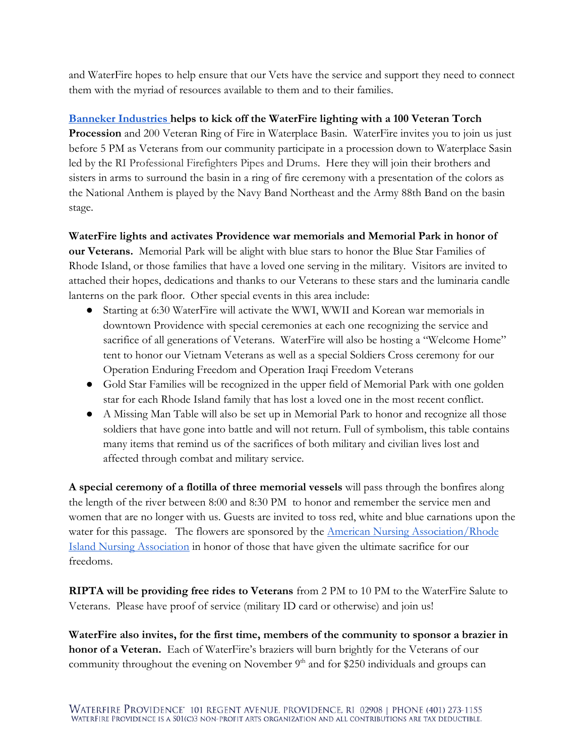and WaterFire hopes to help ensure that our Vets have the service and support they need to connect them with the myriad of resources available to them and to their families.

**Banneker Industries helps to kick off the WaterFire lighting with a 100 Veteran Torch Procession** and 200 Veteran Ring of Fire in Waterplace Basin. WaterFire invites you to join us just before 5 PM as Veterans from our community participate in a procession down to Waterplace Sasin led by the RI Professional Firefighters Pipes and Drums. Here they will join their brothers and sisters in arms to surround the basin in a ring of fire ceremony with a presentation of the colors as the National Anthem is played by the Navy Band Northeast and the Army 88th Band on the basin stage.

**WaterFire lights and activates Providence war memorials and Memorial Park in honor of our Veterans.** Memorial Park will be alight with blue stars to honor the Blue Star Families of Rhode Island, or those families that have a loved one serving in the military. Visitors are invited to attached their hopes, dedications and thanks to our Veterans to these stars and the luminaria candle lanterns on the park floor. Other special events in this area include:

- Starting at 6:30 WaterFire will activate the WWI, WWII and Korean war memorials in downtown Providence with special ceremonies at each one recognizing the service and sacrifice of all generations of Veterans. WaterFire will also be hosting a "Welcome Home" tent to honor our Vietnam Veterans as well as a special Soldiers Cross ceremony for our Operation Enduring Freedom and Operation Iraqi Freedom Veterans
- Gold Star Families will be recognized in the upper field of Memorial Park with one golden star for each Rhode Island family that has lost a loved one in the most recent conflict.
- A Missing Man Table will also be set up in Memorial Park to honor and recognize all those soldiers that have gone into battle and will not return. Full of symbolism, this table contains many items that remind us of the sacrifices of both military and civilian lives lost and affected through combat and military service.

**A special ceremony of a flotilla of three memorial vessels** will pass through the bonfires along the length of the river between 8:00 and 8:30 PM to honor and remember the service men and women that are no longer with us. Guests are invited to toss red, white and blue carnations upon the water for this passage. The flowers are sponsored by the American Nursing Association/Rhode Island Nursing Association in honor of those that have given the ultimate sacrifice for our freedoms.

**RIPTA will be providing free rides to Veterans** from 2 PM to 10 PM to the WaterFire Salute to Veterans. Please have proof of service (military ID card or otherwise) and join us!

**WaterFire also invites, for the first time, members of the community to sponsor a brazier in honor of a Veteran.** Each of WaterFire's braziers will burn brightly for the Veterans of our community throughout the evening on November 9th and for $250 individuals and groups can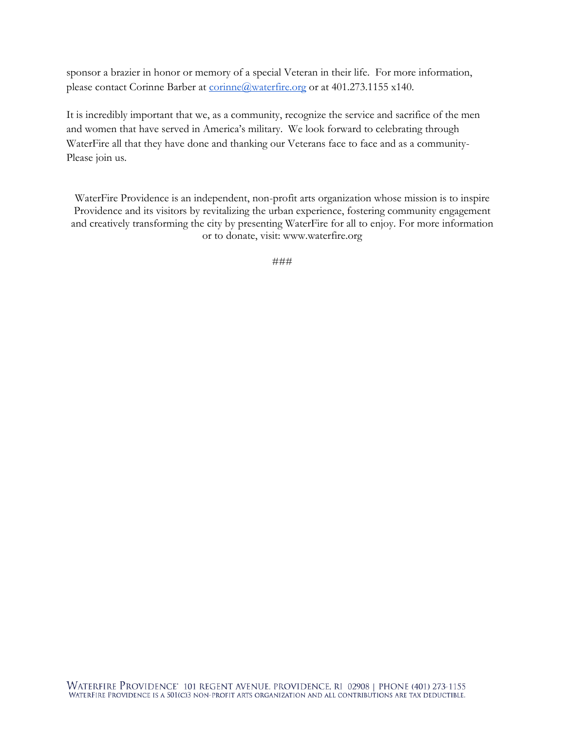sponsor a brazier in honor or memory of a special Veteran in their life. For more information, please contact Corinne Barber at corinne@waterfire.org or at 401.273.1155 x140.

It is incredibly important that we, as a community, recognize the service and sacrifice of the men and women that have served in America's military. We look forward to celebrating through WaterFire all that they have done and thanking our Veterans face to face and as a community- Please join us.

WaterFire Providence is an independent, non-profit arts organization whose mission is to inspire Providence and its visitors by revitalizing the urban experience, fostering community engagement and creatively transforming the city by presenting WaterFire for all to enjoy. For more information or to donate, visit: www.waterfire.org

###